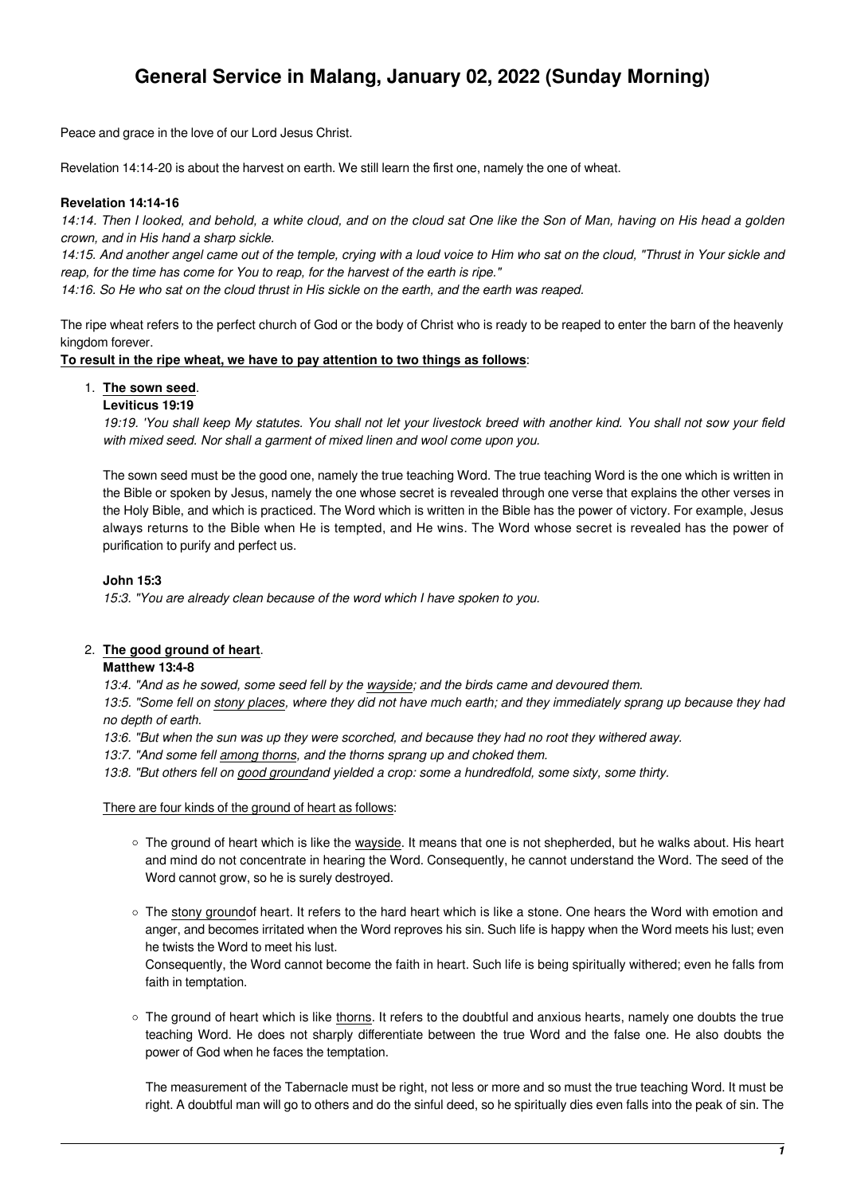# General Service in Malang, January 02, 2022 (Sunday Morning)

Peace and grace in the love of our Lord Jesus Christ.

Revelation 14:14-20 is about the harvest on earth. We still learn the first one, namely the one of wheat.

**Revelation 14:14-16**
*14:14. Then I looked, and behold, a white cloud, and on the cloud sat One like the Son of Man, having on His head a golden crown, and in His hand a sharp sickle.*
*14:15. And another angel came out of the temple, crying with a loud voice to Him who sat on the cloud, "Thrust in Your sickle and reap, for the time has come for You to reap, for the harvest of the earth is ripe."*
*14:16. So He who sat on the cloud thrust in His sickle on the earth, and the earth was reaped.*

The ripe wheat refers to the perfect church of God or the body of Christ who is ready to be reaped to enter the barn of the heavenly kingdom forever.
**To result in the ripe wheat, we have to pay attention to two things as follows**:

1. **The sown seed**.
   **Leviticus 19:19**
   *19:19. 'You shall keep My statutes. You shall not let your livestock breed with another kind. You shall not sow your field with mixed seed. Nor shall a garment of mixed linen and wool come upon you.*

   The sown seed must be the good one, namely the true teaching Word. The true teaching Word is the one which is written in the Bible or spoken by Jesus, namely the one whose secret is revealed through one verse that explains the other verses in the Holy Bible, and which is practiced. The Word which is written in the Bible has the power of victory. For example, Jesus always returns to the Bible when He is tempted, and He wins. The Word whose secret is revealed has the power of purification to purify and perfect us.

   **John 15:3**
   *15:3. "You are already clean because of the word which I have spoken to you.*

2. **The good ground of heart**.
   **Matthew 13:4-8**
   *13:4. "And as he sowed, some seed fell by the wayside; and the birds came and devoured them.*
   *13:5. "Some fell on stony places, where they did not have much earth; and they immediately sprang up because they had no depth of earth.*
   *13:6. "But when the sun was up they were scorched, and because they had no root they withered away.*
   *13:7. "And some fell among thorns, and the thorns sprang up and choked them.*
   *13:8. "But others fell on good groundand yielded a crop: some a hundredfold, some sixty, some thirty.*

   There are four kinds of the ground of heart as follows:

   - The ground of heart which is like the wayside. It means that one is not shepherded, but he walks about. His heart and mind do not concentrate in hearing the Word. Consequently, he cannot understand the Word. The seed of the Word cannot grow, so he is surely destroyed.

   - The stony groundof heart. It refers to the hard heart which is like a stone. One hears the Word with emotion and anger, and becomes irritated when the Word reproves his sin. Such life is happy when the Word meets his lust; even he twists the Word to meet his lust.
     Consequently, the Word cannot become the faith in heart. Such life is being spiritually withered; even he falls from faith in temptation.

   - The ground of heart which is like thorns. It refers to the doubtful and anxious hearts, namely one doubts the true teaching Word. He does not sharply differentiate between the true Word and the false one. He also doubts the power of God when he faces the temptation.

     The measurement of the Tabernacle must be right, not less or more and so must the true teaching Word. It must be right. A doubtful man will go to others and do the sinful deed, so he spiritually dies even falls into the peak of sin. The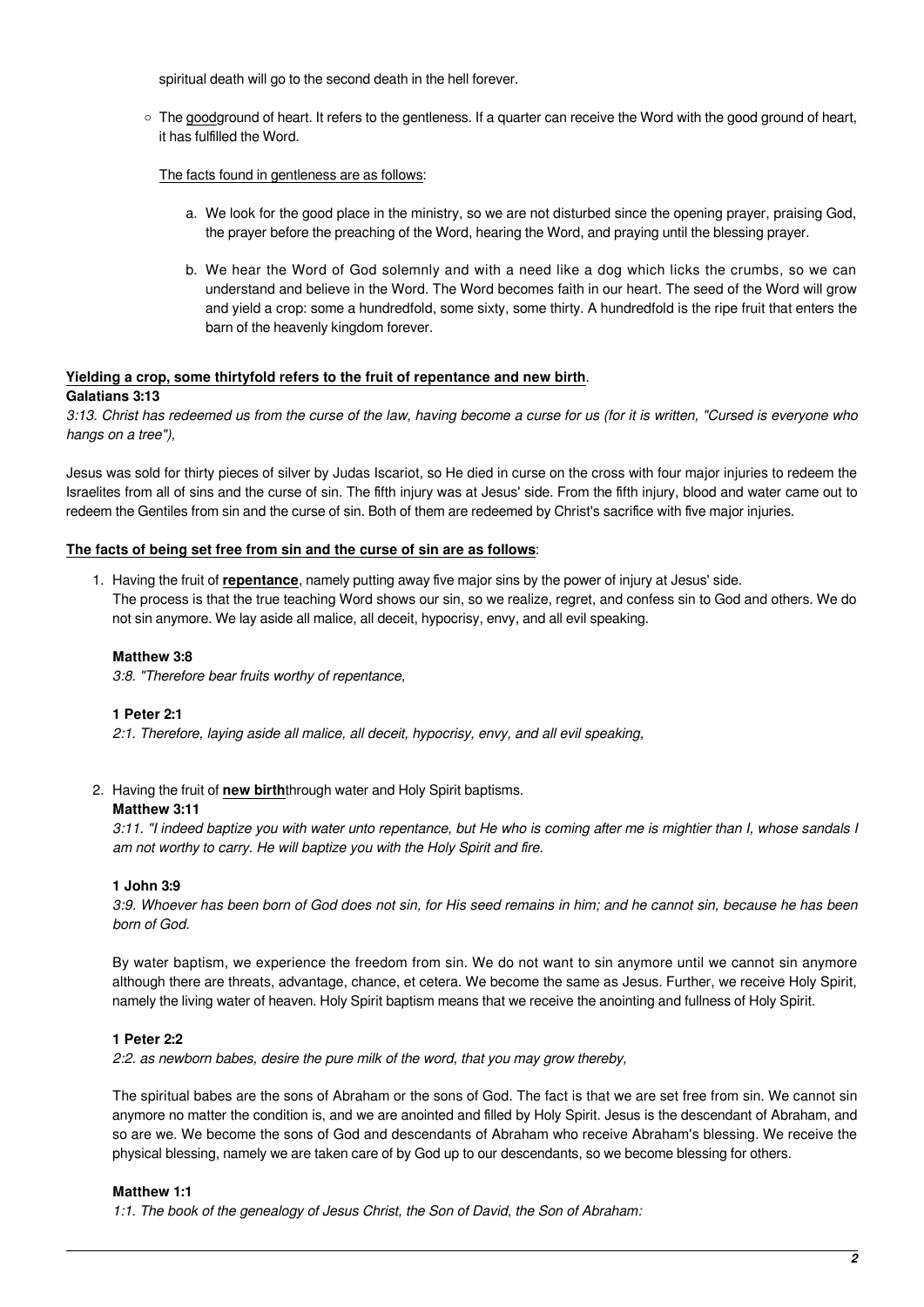spiritual death will go to the second death in the hell forever.

- The goodground of heart. It refers to the gentleness. If a quarter can receive the Word with the good ground of heart, it has fulfilled the Word.

  The facts found in gentleness are as follows:

  a. We look for the good place in the ministry, so we are not disturbed since the opening prayer, praising God, the prayer before the preaching of the Word, hearing the Word, and praying until the blessing prayer.

  b. We hear the Word of God solemnly and with a need like a dog which licks the crumbs, so we can understand and believe in the Word. The Word becomes faith in our heart. The seed of the Word will grow and yield a crop: some a hundredfold, some sixty, some thirty. A hundredfold is the ripe fruit that enters the barn of the heavenly kingdom forever.

**Yielding a crop, some thirtyfold refers to the fruit of repentance and new birth**.

**Galatians 3:13**

*3:13. Christ has redeemed us from the curse of the law, having become a curse for us (for it is written, "Cursed is everyone who hangs on a tree"),*

Jesus was sold for thirty pieces of silver by Judas Iscariot, so He died in curse on the cross with four major injuries to redeem the Israelites from all of sins and the curse of sin. The fifth injury was at Jesus' side. From the fifth injury, blood and water came out to redeem the Gentiles from sin and the curse of sin. Both of them are redeemed by Christ's sacrifice with five major injuries.

**The facts of being set free from sin and the curse of sin are as follows**:

1. Having the fruit of **repentance**, namely putting away five major sins by the power of injury at Jesus' side.
   The process is that the true teaching Word shows our sin, so we realize, regret, and confess sin to God and others. We do not sin anymore. We lay aside all malice, all deceit, hypocrisy, envy, and all evil speaking.

   **Matthew 3:8**

   *3:8. "Therefore bear fruits worthy of repentance,*

   **1 Peter 2:1**

   *2:1. Therefore, laying aside all malice, all deceit, hypocrisy, envy, and all evil speaking,*

2. Having the fruit of **new birth**through water and Holy Spirit baptisms.

   **Matthew 3:11**

   *3:11. "I indeed baptize you with water unto repentance, but He who is coming after me is mightier than I, whose sandals I am not worthy to carry. He will baptize you with the Holy Spirit and fire.*

   **1 John 3:9**

   *3:9. Whoever has been born of God does not sin, for His seed remains in him; and he cannot sin, because he has been born of God.*

   By water baptism, we experience the freedom from sin. We do not want to sin anymore until we cannot sin anymore although there are threats, advantage, chance, et cetera. We become the same as Jesus. Further, we receive Holy Spirit, namely the living water of heaven. Holy Spirit baptism means that we receive the anointing and fullness of Holy Spirit.

   **1 Peter 2:2**

   *2:2. as newborn babes, desire the pure milk of the word, that you may grow thereby,*

   The spiritual babes are the sons of Abraham or the sons of God. The fact is that we are set free from sin. We cannot sin anymore no matter the condition is, and we are anointed and filled by Holy Spirit. Jesus is the descendant of Abraham, and so are we. We become the sons of God and descendants of Abraham who receive Abraham's blessing. We receive the physical blessing, namely we are taken care of by God up to our descendants, so we become blessing for others.

   **Matthew 1:1**

   *1:1. The book of the genealogy of Jesus Christ, the Son of David, the Son of Abraham:*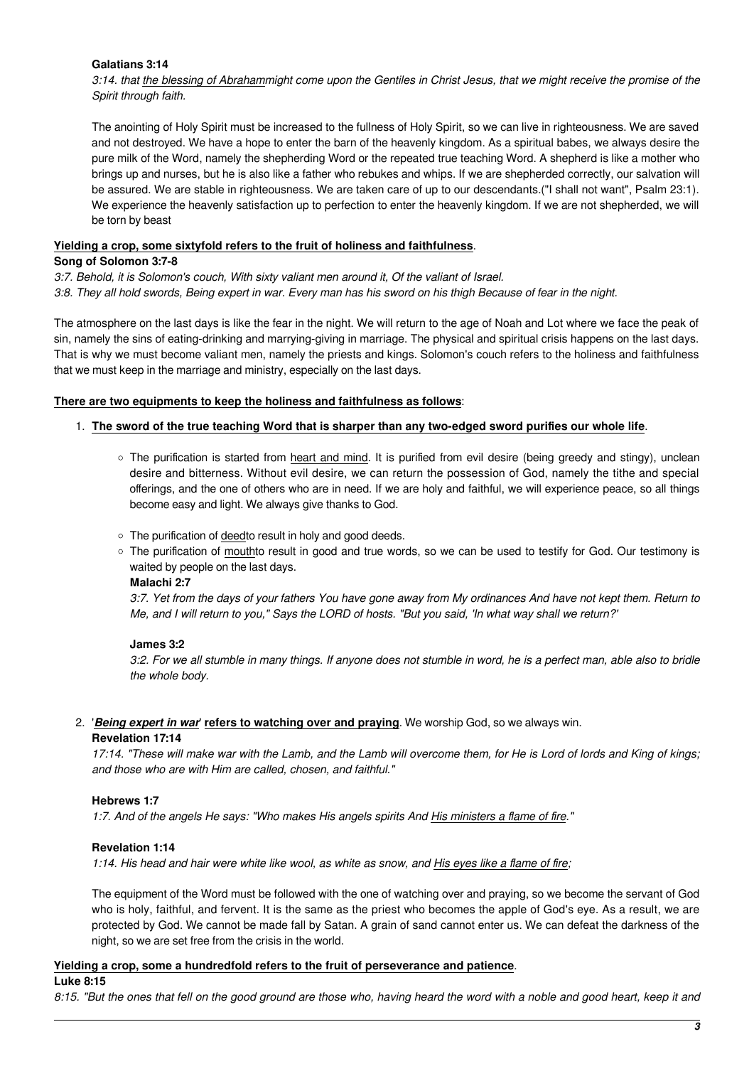**Galatians 3:14**

*3:14. that the blessing of Abrahammight come upon the Gentiles in Christ Jesus, that we might receive the promise of the Spirit through faith.*

The anointing of Holy Spirit must be increased to the fullness of Holy Spirit, so we can live in righteousness. We are saved and not destroyed. We have a hope to enter the barn of the heavenly kingdom. As a spiritual babes, we always desire the pure milk of the Word, namely the shepherding Word or the repeated true teaching Word. A shepherd is like a mother who brings up and nurses, but he is also like a father who rebukes and whips. If we are shepherded correctly, our salvation will be assured. We are stable in righteousness. We are taken care of up to our descendants.("I shall not want", Psalm 23:1). We experience the heavenly satisfaction up to perfection to enter the heavenly kingdom. If we are not shepherded, we will be torn by beast

**Yielding a crop, some sixtyfold refers to the fruit of holiness and faithfulness**.

**Song of Solomon 3:7-8**

*3:7. Behold, it is Solomon's couch, With sixty valiant men around it, Of the valiant of Israel.*
*3:8. They all hold swords, Being expert in war. Every man has his sword on his thigh Because of fear in the night.*

The atmosphere on the last days is like the fear in the night. We will return to the age of Noah and Lot where we face the peak of sin, namely the sins of eating-drinking and marrying-giving in marriage. The physical and spiritual crisis happens on the last days. That is why we must become valiant men, namely the priests and kings. Solomon's couch refers to the holiness and faithfulness that we must keep in the marriage and ministry, especially on the last days.

**There are two equipments to keep the holiness and faithfulness as follows**:

1. **The sword of the true teaching Word that is sharper than any two-edged sword purifies our whole life**.
   - The purification is started from heart and mind. It is purified from evil desire (being greedy and stingy), unclean desire and bitterness. Without evil desire, we can return the possession of God, namely the tithe and special offerings, and the one of others who are in need. If we are holy and faithful, we will experience peace, so all things become easy and light. We always give thanks to God.
   - The purification of deedto result in holy and good deeds.
   - The purification of mouthto result in good and true words, so we can be used to testify for God. Our testimony is waited by people on the last days.

     **Malachi 2:7**

     *3:7. Yet from the days of your fathers You have gone away from My ordinances And have not kept them. Return to Me, and I will return to you," Says the LORD of hosts. "But you said, 'In what way shall we return?'*

     **James 3:2**

     *3:2. For we all stumble in many things. If anyone does not stumble in word, he is a perfect man, able also to bridle the whole body.*

2. '***Being expert in war***' **refers to watching over and praying**. We worship God, so we always win.

   **Revelation 17:14**

   *17:14. "These will make war with the Lamb, and the Lamb will overcome them, for He is Lord of lords and King of kings; and those who are with Him are called, chosen, and faithful."*

   **Hebrews 1:7**

   *1:7. And of the angels He says: "Who makes His angels spirits And His ministers a flame of fire."*

   **Revelation 1:14**

   *1:14. His head and hair were white like wool, as white as snow, and His eyes like a flame of fire;*

   The equipment of the Word must be followed with the one of watching over and praying, so we become the servant of God who is holy, faithful, and fervent. It is the same as the priest who becomes the apple of God's eye. As a result, we are protected by God. We cannot be made fall by Satan. A grain of sand cannot enter us. We can defeat the darkness of the night, so we are set free from the crisis in the world.

**Yielding a crop, some a hundredfold refers to the fruit of perseverance and patience**.

**Luke 8:15**

*8:15. "But the ones that fell on the good ground are those who, having heard the word with a noble and good heart, keep it and*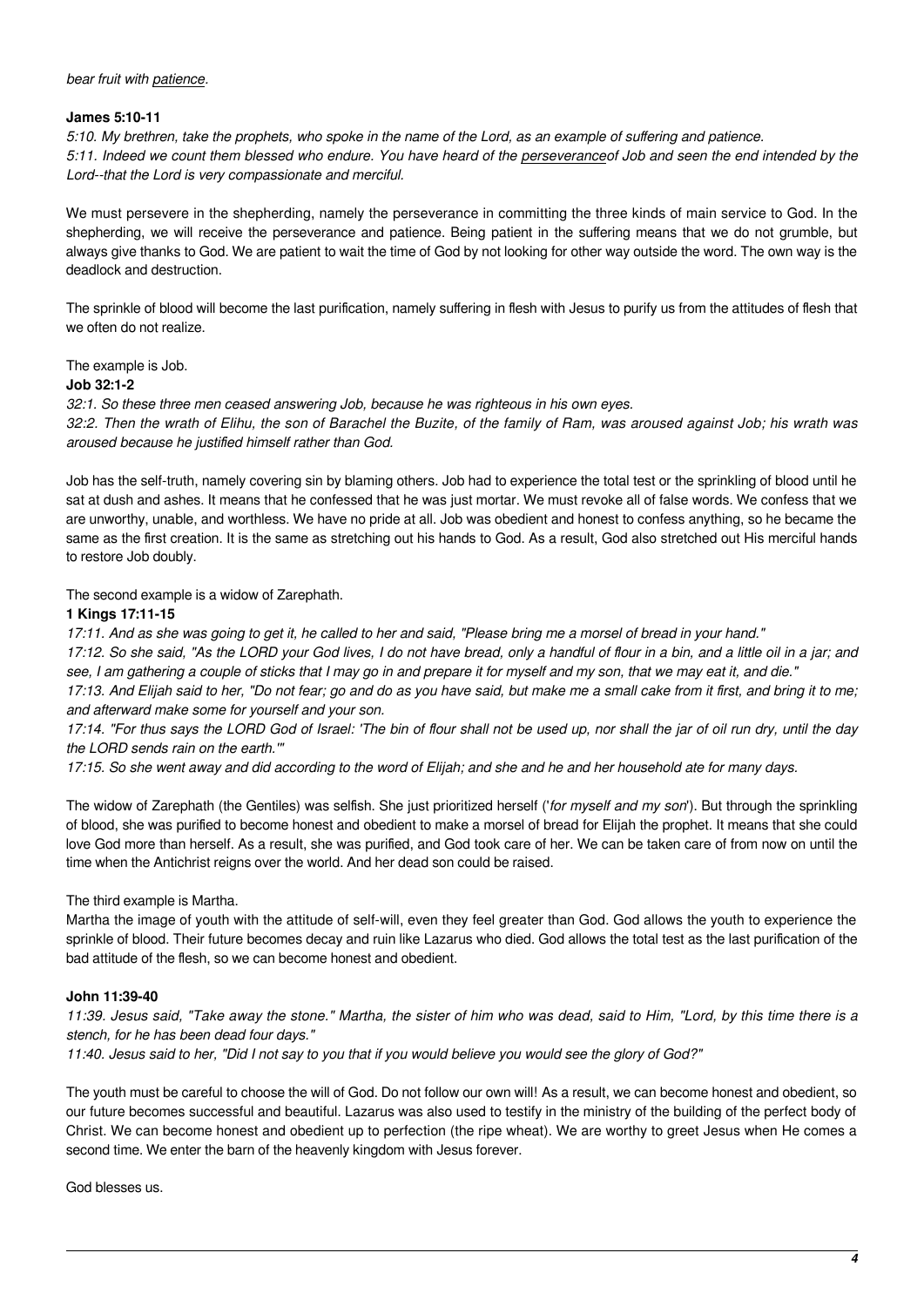*bear fruit with patience.*

**James 5:10-11**

*5:10. My brethren, take the prophets, who spoke in the name of the Lord, as an example of suffering and patience.*
*5:11. Indeed we count them blessed who endure. You have heard of the perseveranceof Job and seen the end intended by the Lord--that the Lord is very compassionate and merciful.*

We must persevere in the shepherding, namely the perseverance in committing the three kinds of main service to God. In the shepherding, we will receive the perseverance and patience. Being patient in the suffering means that we do not grumble, but always give thanks to God. We are patient to wait the time of God by not looking for other way outside the word. The own way is the deadlock and destruction.

The sprinkle of blood will become the last purification, namely suffering in flesh with Jesus to purify us from the attitudes of flesh that we often do not realize.

The example is Job.

**Job 32:1-2**

*32:1. So these three men ceased answering Job, because he was righteous in his own eyes.*
*32:2. Then the wrath of Elihu, the son of Barachel the Buzite, of the family of Ram, was aroused against Job; his wrath was aroused because he justified himself rather than God.*

Job has the self-truth, namely covering sin by blaming others. Job had to experience the total test or the sprinkling of blood until he sat at dush and ashes. It means that he confessed that he was just mortar. We must revoke all of false words. We confess that we are unworthy, unable, and worthless. We have no pride at all. Job was obedient and honest to confess anything, so he became the same as the first creation. It is the same as stretching out his hands to God. As a result, God also stretched out His merciful hands to restore Job doubly.

The second example is a widow of Zarephath.

**1 Kings 17:11-15**

*17:11. And as she was going to get it, he called to her and said, "Please bring me a morsel of bread in your hand."*
*17:12. So she said, "As the LORD your God lives, I do not have bread, only a handful of flour in a bin, and a little oil in a jar; and see, I am gathering a couple of sticks that I may go in and prepare it for myself and my son, that we may eat it, and die."*
*17:13. And Elijah said to her, "Do not fear; go and do as you have said, but make me a small cake from it first, and bring it to me; and afterward make some for yourself and your son.*
*17:14. "For thus says the LORD God of Israel: 'The bin of flour shall not be used up, nor shall the jar of oil run dry, until the day the LORD sends rain on the earth.'"*
*17:15. So she went away and did according to the word of Elijah; and she and he and her household ate for many days.*

The widow of Zarephath (the Gentiles) was selfish. She just prioritized herself ('*for myself and my son*'). But through the sprinkling of blood, she was purified to become honest and obedient to make a morsel of bread for Elijah the prophet. It means that she could love God more than herself. As a result, she was purified, and God took care of her. We can be taken care of from now on until the time when the Antichrist reigns over the world. And her dead son could be raised.

The third example is Martha.

Martha the image of youth with the attitude of self-will, even they feel greater than God. God allows the youth to experience the sprinkle of blood. Their future becomes decay and ruin like Lazarus who died. God allows the total test as the last purification of the bad attitude of the flesh, so we can become honest and obedient.

**John 11:39-40**

*11:39. Jesus said, "Take away the stone." Martha, the sister of him who was dead, said to Him, "Lord, by this time there is a stench, for he has been dead four days."*
*11:40. Jesus said to her, "Did I not say to you that if you would believe you would see the glory of God?"*

The youth must be careful to choose the will of God. Do not follow our own will! As a result, we can become honest and obedient, so our future becomes successful and beautiful. Lazarus was also used to testify in the ministry of the building of the perfect body of Christ. We can become honest and obedient up to perfection (the ripe wheat). We are worthy to greet Jesus when He comes a second time. We enter the barn of the heavenly kingdom with Jesus forever.

God blesses us.